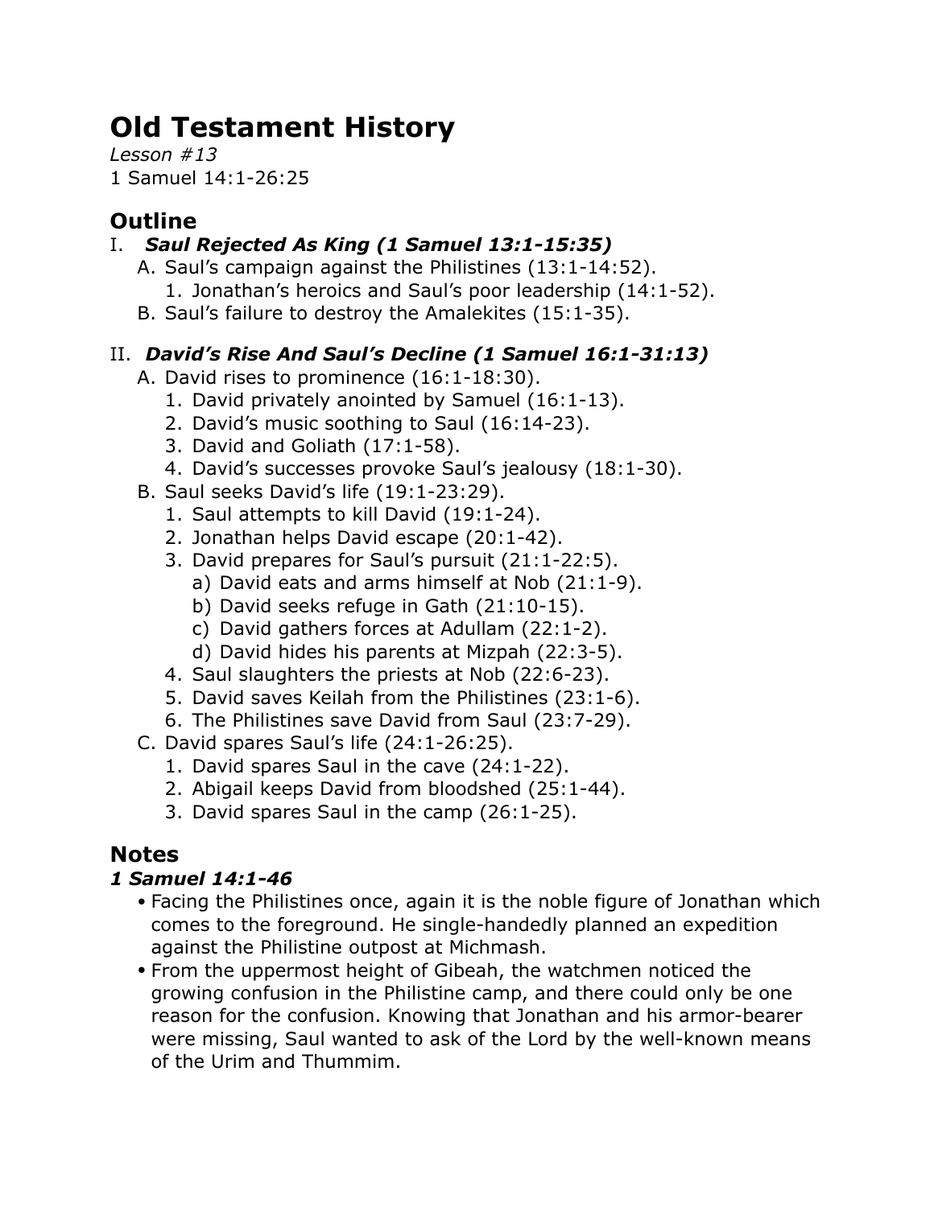# Old Testament History

*Lesson #13*
1 Samuel 14:1-26:25

## Outline

I. ***Saul Rejected As King (1 Samuel 13:1-15:35)***
   - A. Saul's campaign against the Philistines (13:1-14:52).
     1. Jonathan's heroics and Saul's poor leadership (14:1-52).
   - B. Saul's failure to destroy the Amalekites (15:1-35).

II. ***David's Rise And Saul's Decline (1 Samuel 16:1-31:13)***
   - A. David rises to prominence (16:1-18:30).
     1. David privately anointed by Samuel (16:1-13).
     2. David's music soothing to Saul (16:14-23).
     3. David and Goliath (17:1-58).
     4. David's successes provoke Saul's jealousy (18:1-30).
   - B. Saul seeks David's life (19:1-23:29).
     1. Saul attempts to kill David (19:1-24).
     2. Jonathan helps David escape (20:1-42).
     3. David prepares for Saul's pursuit (21:1-22:5).
        - a) David eats and arms himself at Nob (21:1-9).
        - b) David seeks refuge in Gath (21:10-15).
        - c) David gathers forces at Adullam (22:1-2).
        - d) David hides his parents at Mizpah (22:3-5).
     4. Saul slaughters the priests at Nob (22:6-23).
     5. David saves Keilah from the Philistines (23:1-6).
     6. The Philistines save David from Saul (23:7-29).
   - C. David spares Saul's life (24:1-26:25).
     1. David spares Saul in the cave (24:1-22).
     2. Abigail keeps David from bloodshed (25:1-44).
     3. David spares Saul in the camp (26:1-25).

## Notes

### *1 Samuel 14:1-46*

- Facing the Philistines once, again it is the noble figure of Jonathan which comes to the foreground. He single-handedly planned an expedition against the Philistine outpost at Michmash.
- From the uppermost height of Gibeah, the watchmen noticed the growing confusion in the Philistine camp, and there could only be one reason for the confusion. Knowing that Jonathan and his armor-bearer were missing, Saul wanted to ask of the Lord by the well-known means of the Urim and Thummim.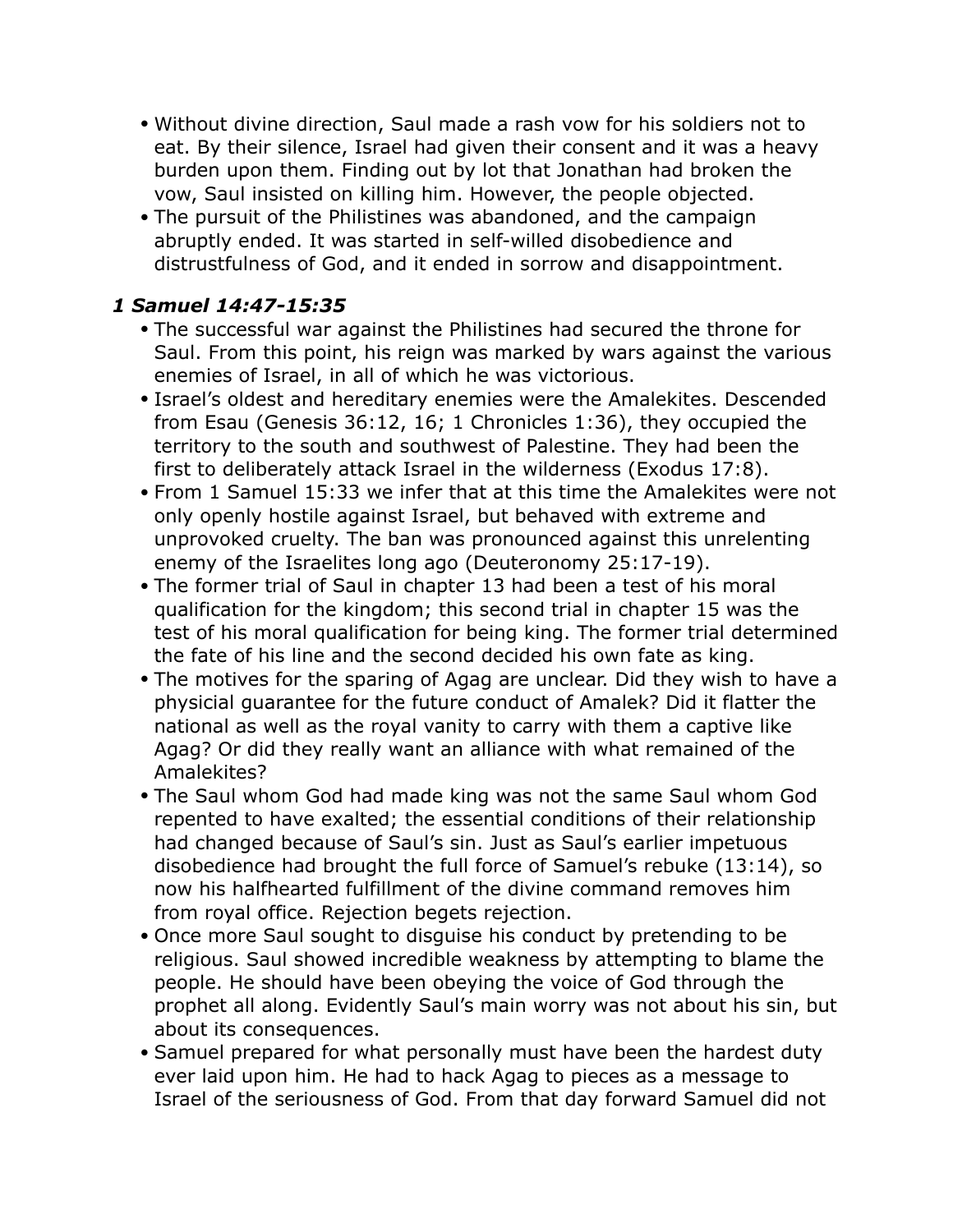- Without divine direction, Saul made a rash vow for his soldiers not to eat. By their silence, Israel had given their consent and it was a heavy burden upon them. Finding out by lot that Jonathan had broken the vow, Saul insisted on killing him. However, the people objected.
- The pursuit of the Philistines was abandoned, and the campaign abruptly ended. It was started in self-willed disobedience and distrustfulness of God, and it ended in sorrow and disappointment.

### *1 Samuel 14:47-15:35*

- The successful war against the Philistines had secured the throne for Saul. From this point, his reign was marked by wars against the various enemies of Israel, in all of which he was victorious.
- Israel's oldest and hereditary enemies were the Amalekites. Descended from Esau (Genesis 36:12, 16; 1 Chronicles 1:36), they occupied the territory to the south and southwest of Palestine. They had been the first to deliberately attack Israel in the wilderness (Exodus 17:8).
- From 1 Samuel 15:33 we infer that at this time the Amalekites were not only openly hostile against Israel, but behaved with extreme and unprovoked cruelty. The ban was pronounced against this unrelenting enemy of the Israelites long ago (Deuteronomy 25:17-19).
- The former trial of Saul in chapter 13 had been a test of his moral qualification for the kingdom; this second trial in chapter 15 was the test of his moral qualification for being king. The former trial determined the fate of his line and the second decided his own fate as king.
- The motives for the sparing of Agag are unclear. Did they wish to have a physicial guarantee for the future conduct of Amalek? Did it flatter the national as well as the royal vanity to carry with them a captive like Agag? Or did they really want an alliance with what remained of the Amalekites?
- The Saul whom God had made king was not the same Saul whom God repented to have exalted; the essential conditions of their relationship had changed because of Saul's sin. Just as Saul's earlier impetuous disobedience had brought the full force of Samuel's rebuke (13:14), so now his halfhearted fulfillment of the divine command removes him from royal office. Rejection begets rejection.
- Once more Saul sought to disguise his conduct by pretending to be religious. Saul showed incredible weakness by attempting to blame the people. He should have been obeying the voice of God through the prophet all along. Evidently Saul's main worry was not about his sin, but about its consequences.
- Samuel prepared for what personally must have been the hardest duty ever laid upon him. He had to hack Agag to pieces as a message to Israel of the seriousness of God. From that day forward Samuel did not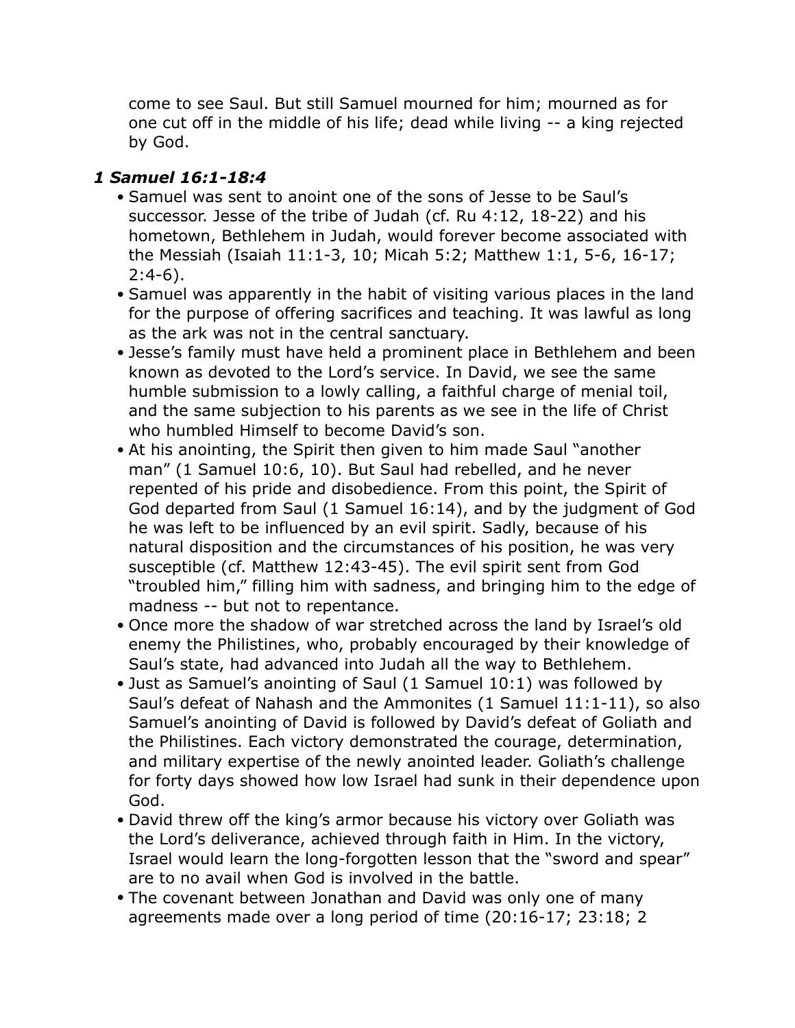come to see Saul. But still Samuel mourned for him; mourned as for one cut off in the middle of his life; dead while living -- a king rejected by God.

### *1 Samuel 16:1-18:4*

- Samuel was sent to anoint one of the sons of Jesse to be Saul's successor. Jesse of the tribe of Judah (cf. Ru 4:12, 18-22) and his hometown, Bethlehem in Judah, would forever become associated with the Messiah (Isaiah 11:1-3, 10; Micah 5:2; Matthew 1:1, 5-6, 16-17; 2:4-6).
- Samuel was apparently in the habit of visiting various places in the land for the purpose of offering sacrifices and teaching. It was lawful as long as the ark was not in the central sanctuary.
- Jesse's family must have held a prominent place in Bethlehem and been known as devoted to the Lord's service. In David, we see the same humble submission to a lowly calling, a faithful charge of menial toil, and the same subjection to his parents as we see in the life of Christ who humbled Himself to become David's son.
- At his anointing, the Spirit then given to him made Saul "another man" (1 Samuel 10:6, 10). But Saul had rebelled, and he never repented of his pride and disobedience. From this point, the Spirit of God departed from Saul (1 Samuel 16:14), and by the judgment of God he was left to be influenced by an evil spirit. Sadly, because of his natural disposition and the circumstances of his position, he was very susceptible (cf. Matthew 12:43-45). The evil spirit sent from God "troubled him," filling him with sadness, and bringing him to the edge of madness -- but not to repentance.
- Once more the shadow of war stretched across the land by Israel's old enemy the Philistines, who, probably encouraged by their knowledge of Saul's state, had advanced into Judah all the way to Bethlehem.
- Just as Samuel's anointing of Saul (1 Samuel 10:1) was followed by Saul's defeat of Nahash and the Ammonites (1 Samuel 11:1-11), so also Samuel's anointing of David is followed by David's defeat of Goliath and the Philistines. Each victory demonstrated the courage, determination, and military expertise of the newly anointed leader. Goliath's challenge for forty days showed how low Israel had sunk in their dependence upon God.
- David threw off the king's armor because his victory over Goliath was the Lord's deliverance, achieved through faith in Him. In the victory, Israel would learn the long-forgotten lesson that the "sword and spear" are to no avail when God is involved in the battle.
- The covenant between Jonathan and David was only one of many agreements made over a long period of time (20:16-17; 23:18; 2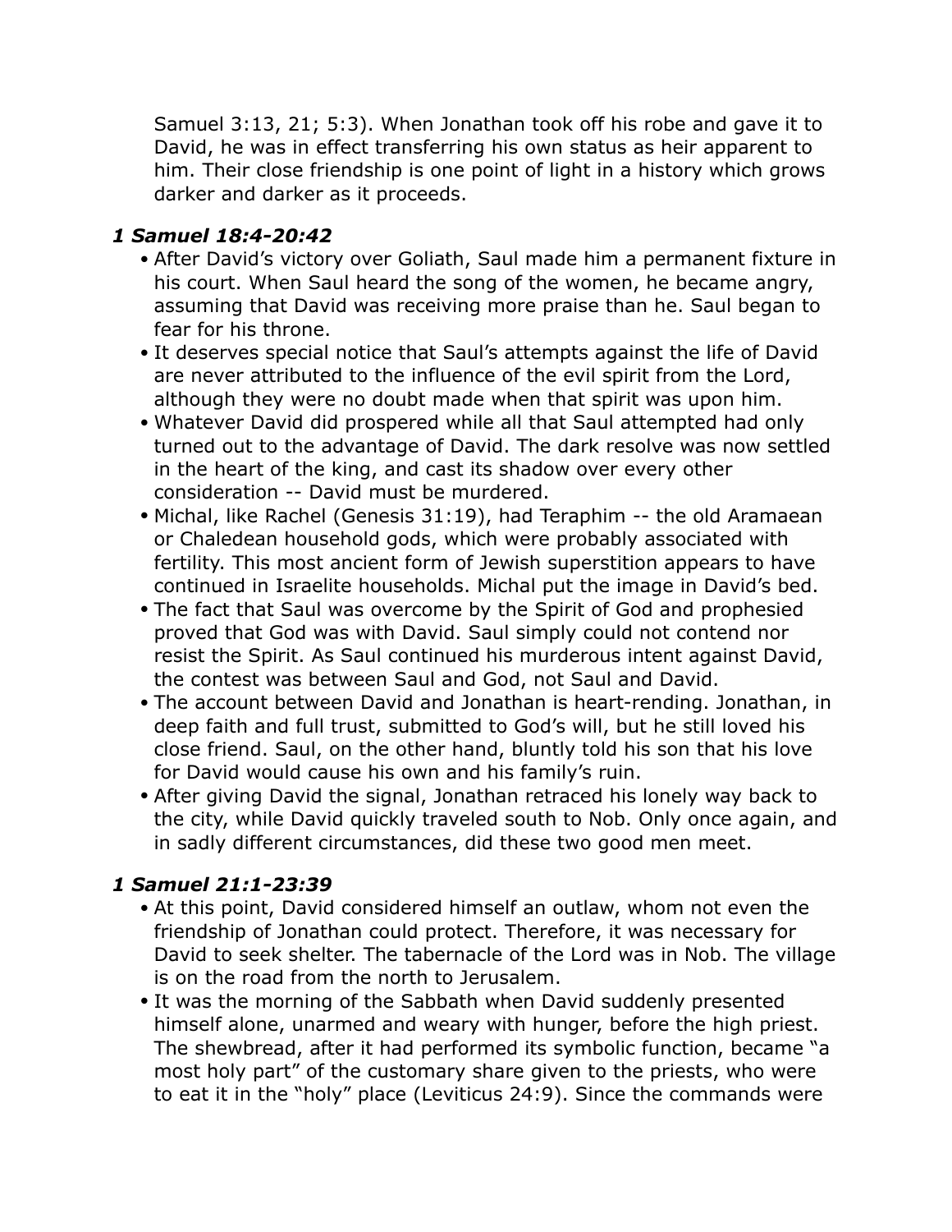Samuel 3:13, 21; 5:3). When Jonathan took off his robe and gave it to David, he was in effect transferring his own status as heir apparent to him. Their close friendship is one point of light in a history which grows darker and darker as it proceeds.

### *1 Samuel 18:4-20:42*

- After David's victory over Goliath, Saul made him a permanent fixture in his court. When Saul heard the song of the women, he became angry, assuming that David was receiving more praise than he. Saul began to fear for his throne.
- It deserves special notice that Saul's attempts against the life of David are never attributed to the influence of the evil spirit from the Lord, although they were no doubt made when that spirit was upon him.
- Whatever David did prospered while all that Saul attempted had only turned out to the advantage of David. The dark resolve was now settled in the heart of the king, and cast its shadow over every other consideration -- David must be murdered.
- Michal, like Rachel (Genesis 31:19), had Teraphim -- the old Aramaean or Chaledean household gods, which were probably associated with fertility. This most ancient form of Jewish superstition appears to have continued in Israelite households. Michal put the image in David's bed.
- The fact that Saul was overcome by the Spirit of God and prophesied proved that God was with David. Saul simply could not contend nor resist the Spirit. As Saul continued his murderous intent against David, the contest was between Saul and God, not Saul and David.
- The account between David and Jonathan is heart-rending. Jonathan, in deep faith and full trust, submitted to God's will, but he still loved his close friend. Saul, on the other hand, bluntly told his son that his love for David would cause his own and his family's ruin.
- After giving David the signal, Jonathan retraced his lonely way back to the city, while David quickly traveled south to Nob. Only once again, and in sadly different circumstances, did these two good men meet.

### *1 Samuel 21:1-23:39*

- At this point, David considered himself an outlaw, whom not even the friendship of Jonathan could protect. Therefore, it was necessary for David to seek shelter. The tabernacle of the Lord was in Nob. The village is on the road from the north to Jerusalem.
- It was the morning of the Sabbath when David suddenly presented himself alone, unarmed and weary with hunger, before the high priest. The shewbread, after it had performed its symbolic function, became "a most holy part" of the customary share given to the priests, who were to eat it in the "holy" place (Leviticus 24:9). Since the commands were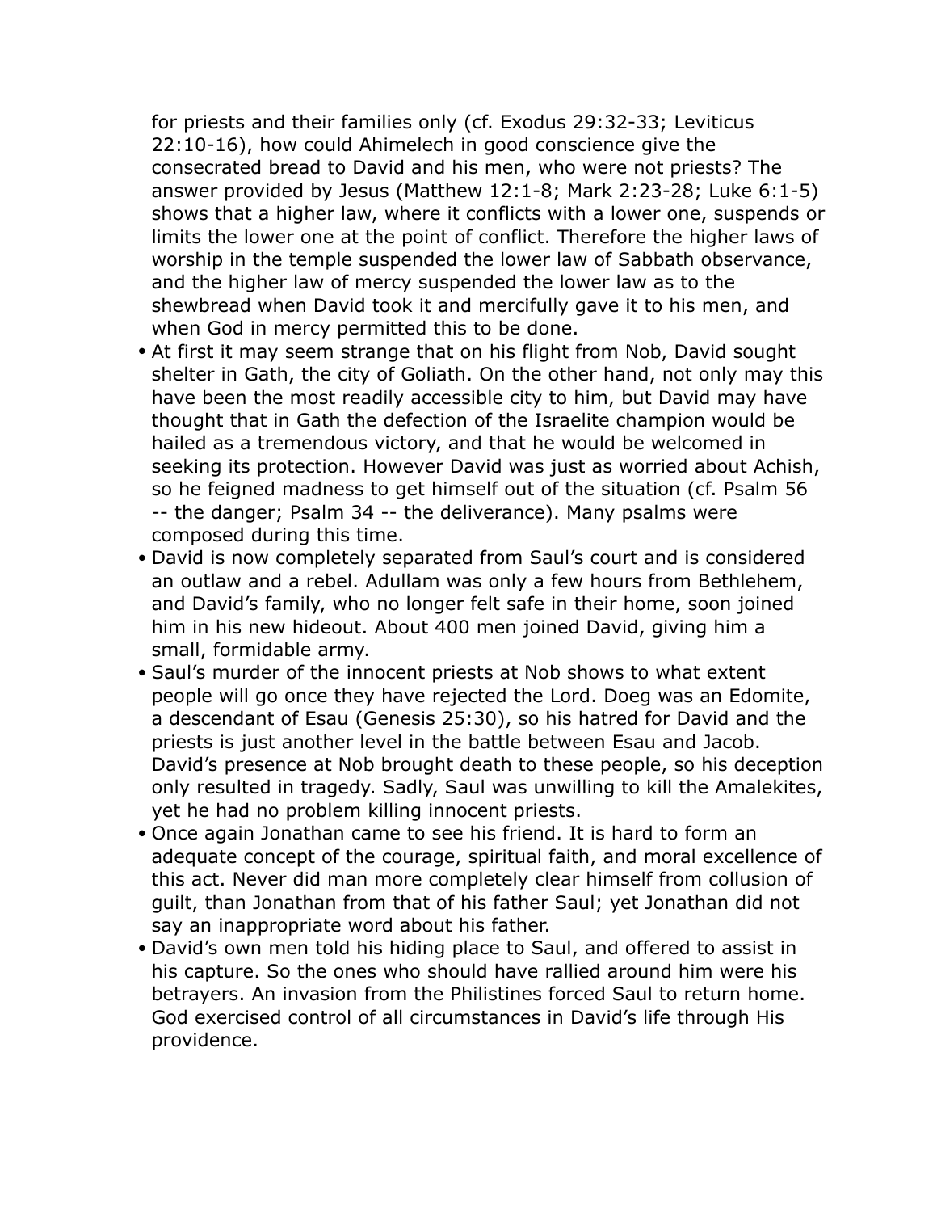for priests and their families only (cf. Exodus 29:32-33; Leviticus 22:10-16), how could Ahimelech in good conscience give the consecrated bread to David and his men, who were not priests? The answer provided by Jesus (Matthew 12:1-8; Mark 2:23-28; Luke 6:1-5) shows that a higher law, where it conflicts with a lower one, suspends or limits the lower one at the point of conflict. Therefore the higher laws of worship in the temple suspended the lower law of Sabbath observance, and the higher law of mercy suspended the lower law as to the shewbread when David took it and mercifully gave it to his men, and when God in mercy permitted this to be done.

- At first it may seem strange that on his flight from Nob, David sought shelter in Gath, the city of Goliath. On the other hand, not only may this have been the most readily accessible city to him, but David may have thought that in Gath the defection of the Israelite champion would be hailed as a tremendous victory, and that he would be welcomed in seeking its protection. However David was just as worried about Achish, so he feigned madness to get himself out of the situation (cf. Psalm 56 -- the danger; Psalm 34 -- the deliverance). Many psalms were composed during this time.
- David is now completely separated from Saul's court and is considered an outlaw and a rebel. Adullam was only a few hours from Bethlehem, and David's family, who no longer felt safe in their home, soon joined him in his new hideout. About 400 men joined David, giving him a small, formidable army.
- Saul's murder of the innocent priests at Nob shows to what extent people will go once they have rejected the Lord. Doeg was an Edomite, a descendant of Esau (Genesis 25:30), so his hatred for David and the priests is just another level in the battle between Esau and Jacob. David's presence at Nob brought death to these people, so his deception only resulted in tragedy. Sadly, Saul was unwilling to kill the Amalekites, yet he had no problem killing innocent priests.
- Once again Jonathan came to see his friend. It is hard to form an adequate concept of the courage, spiritual faith, and moral excellence of this act. Never did man more completely clear himself from collusion of guilt, than Jonathan from that of his father Saul; yet Jonathan did not say an inappropriate word about his father.
- David's own men told his hiding place to Saul, and offered to assist in his capture. So the ones who should have rallied around him were his betrayers. An invasion from the Philistines forced Saul to return home. God exercised control of all circumstances in David's life through His providence.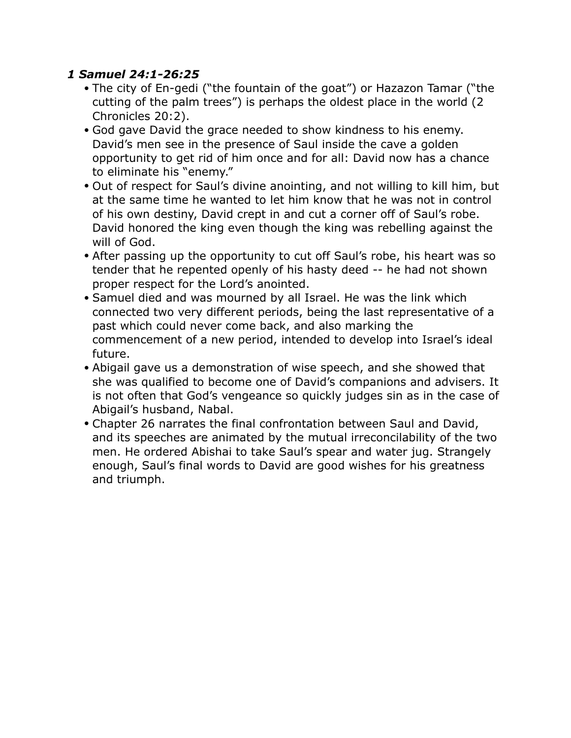***1 Samuel 24:1-26:25***

- The city of En-gedi ("the fountain of the goat") or Hazazon Tamar ("the cutting of the palm trees") is perhaps the oldest place in the world (2 Chronicles 20:2).
- God gave David the grace needed to show kindness to his enemy. David's men see in the presence of Saul inside the cave a golden opportunity to get rid of him once and for all: David now has a chance to eliminate his "enemy."
- Out of respect for Saul's divine anointing, and not willing to kill him, but at the same time he wanted to let him know that he was not in control of his own destiny, David crept in and cut a corner off of Saul's robe. David honored the king even though the king was rebelling against the will of God.
- After passing up the opportunity to cut off Saul's robe, his heart was so tender that he repented openly of his hasty deed -- he had not shown proper respect for the Lord's anointed.
- Samuel died and was mourned by all Israel. He was the link which connected two very different periods, being the last representative of a past which could never come back, and also marking the commencement of a new period, intended to develop into Israel's ideal future.
- Abigail gave us a demonstration of wise speech, and she showed that she was qualified to become one of David's companions and advisers. It is not often that God's vengeance so quickly judges sin as in the case of Abigail's husband, Nabal.
- Chapter 26 narrates the final confrontation between Saul and David, and its speeches are animated by the mutual irreconcilability of the two men. He ordered Abishai to take Saul's spear and water jug. Strangely enough, Saul's final words to David are good wishes for his greatness and triumph.